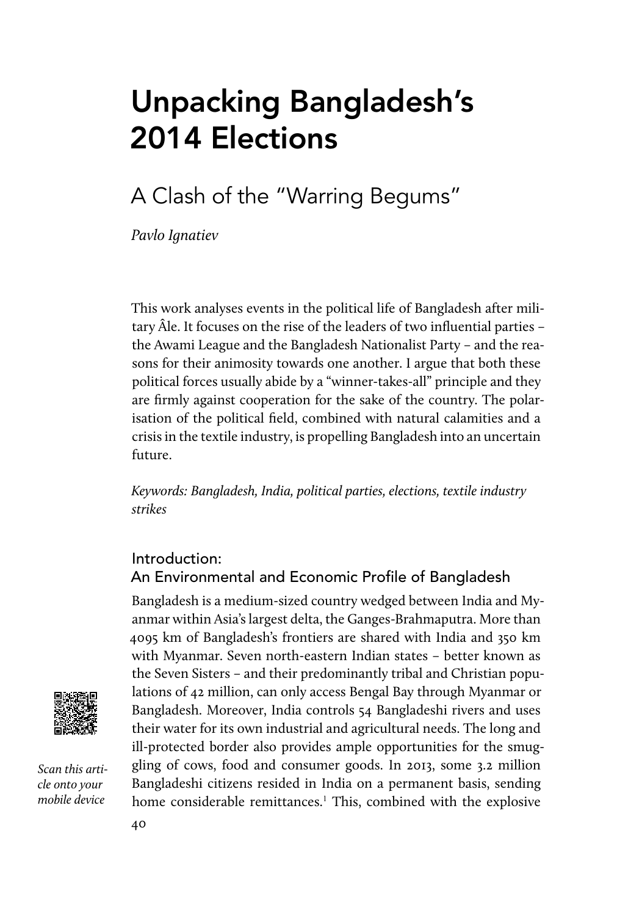# Unpacking Bangladesh's 2014 Elections

## A Clash of the "Warring Begums"

*Pavlo Ignatiev*

This work analyses events in the political life of Bangladesh after military Âle. It focuses on the rise of the leaders of two influential parties – the Awami League and the Bangladesh Nationalist Party – and the reasons for their animosity towards one another. I argue that both these political forces usually abide by a "winner-takes-all" principle and they are firmly against cooperation for the sake of the country. The polarisation of the political field, combined with natural calamities and a crisis in the textile industry, is propelling Bangladesh into an uncertain future.

*Keywords: Bangladesh, India, political parties, elections, textile industry strikes*

*Scan this article onto your mobile device*

### Introduction: An Environmental and Economic Profile of Bangladesh

Bangladesh is a medium-sized country wedged between India and Myanmar within Asia's largest delta, the Ganges-Brahmaputra. More than 4095 km of Bangladesh's frontiers are shared with India and 350 km with Myanmar. Seven north-eastern Indian states – better known as the Seven Sisters – and their predominantly tribal and Christian populations of 42 million, can only access Bengal Bay through Myanmar or Bangladesh. Moreover, India controls 54 Bangladeshi rivers and uses their water for its own industrial and agricultural needs. The long and ill-protected border also provides ample opportunities for the smuggling of cows, food and consumer goods. In 2013, some 3.2 million Bangladeshi citizens resided in India on a permanent basis, sending home considerable remittances.[1] This, combined with the explosive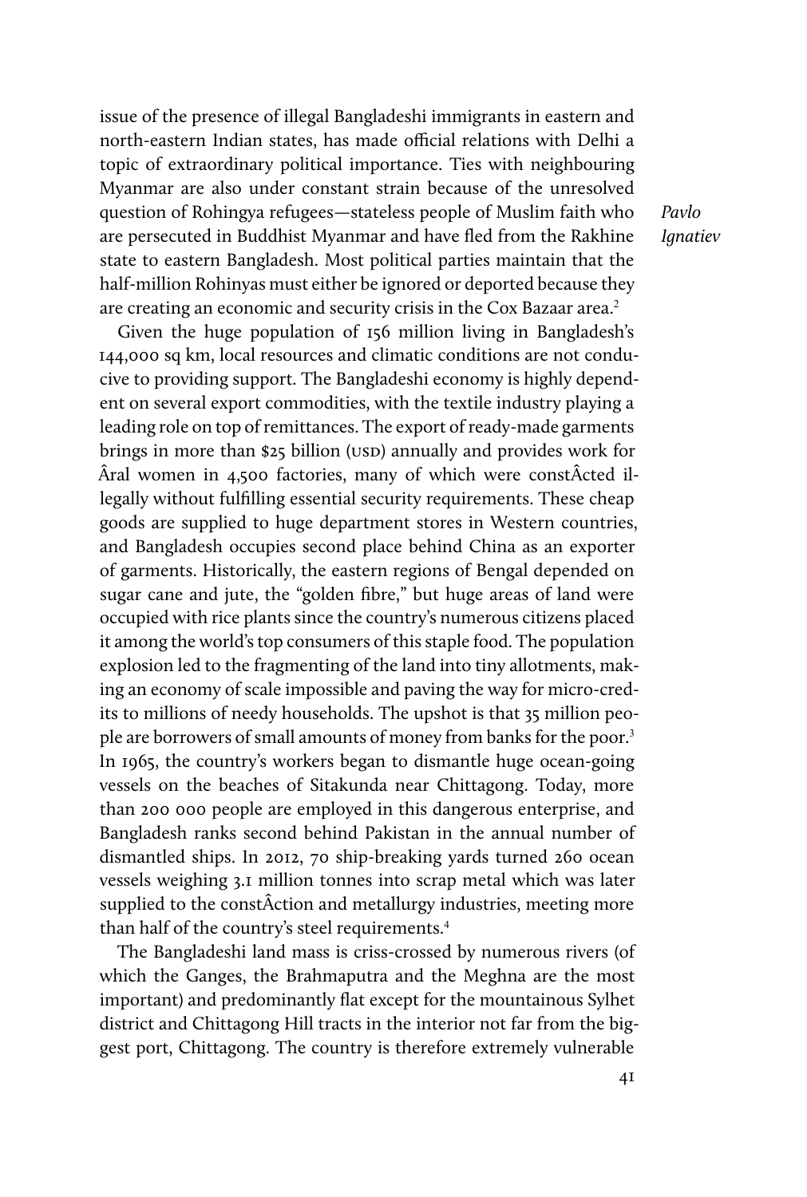issue of the presence of illegal Bangladeshi immigrants in eastern and north-eastern Indian states, has made official relations with Delhi a topic of extraordinary political importance. Ties with neighbouring Myanmar are also under constant strain because of the unresolved question of Rohingya refugees—stateless people of Muslim faith who are persecuted in Buddhist Myanmar and have fled from the Rakhine state to eastern Bangladesh. Most political parties maintain that the half-million Rohinyas must either be ignored or deported because they are creating an economic and security crisis in the Cox Bazaar area.[2]

Given the huge population of 156 million living in Bangladesh's 144,000 sq km, local resources and climatic conditions are not conducive to providing support. The Bangladeshi economy is highly dependent on several export commodities, with the textile industry playing a leading role on top of remittances. The export of ready-made garments brings in more than $25 billion (USD) annually and provides work for Âral women in 4,500 factories, many of which were constÂcted illegally without fulfilling essential security requirements. These cheap goods are supplied to huge department stores in Western countries, and Bangladesh occupies second place behind China as an exporter of garments. Historically, the eastern regions of Bengal depended on sugar cane and jute, the "golden fibre," but huge areas of land were occupied with rice plants since the country's numerous citizens placed it among the world's top consumers of this staple food. The population explosion led to the fragmenting of the land into tiny allotments, making an economy of scale impossible and paving the way for micro-credits to millions of needy households. The upshot is that 35 million people are borrowers of small amounts of money from banks for the poor.[3] In 1965, the country's workers began to dismantle huge ocean-going vessels on the beaches of Sitakunda near Chittagong. Today, more than 200 000 people are employed in this dangerous enterprise, and Bangladesh ranks second behind Pakistan in the annual number of dismantled ships. In 2012, 70 ship-breaking yards turned 260 ocean vessels weighing 3.1 million tonnes into scrap metal which was later supplied to the constÂction and metallurgy industries, meeting more than half of the country's steel requirements.[4]

The Bangladeshi land mass is criss-crossed by numerous rivers (of which the Ganges, the Brahmaputra and the Meghna are the most important) and predominantly flat except for the mountainous Sylhet district and Chittagong Hill tracts in the interior not far from the biggest port, Chittagong. The country is therefore extremely vulnerable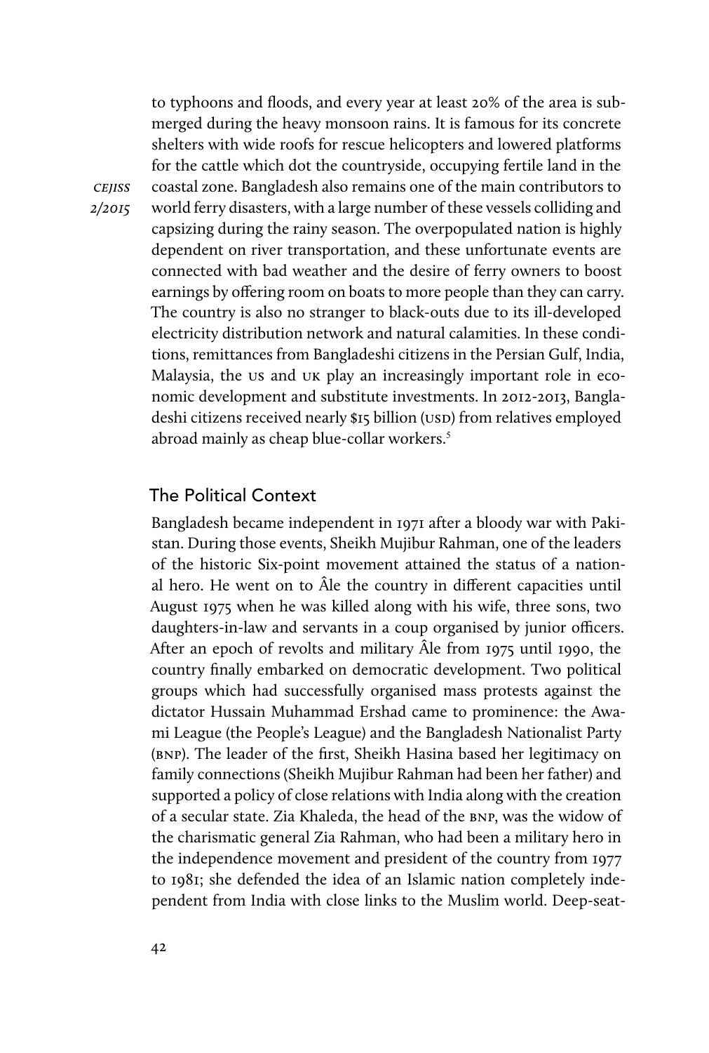to typhoons and floods, and every year at least 20% of the area is submerged during the heavy monsoon rains. It is famous for its concrete shelters with wide roofs for rescue helicopters and lowered platforms for the cattle which dot the countryside, occupying fertile land in the coastal zone. Bangladesh also remains one of the main contributors to world ferry disasters, with a large number of these vessels colliding and capsizing during the rainy season. The overpopulated nation is highly dependent on river transportation, and these unfortunate events are connected with bad weather and the desire of ferry owners to boost earnings by offering room on boats to more people than they can carry. The country is also no stranger to black-outs due to its ill-developed electricity distribution network and natural calamities. In these conditions, remittances from Bangladeshi citizens in the Persian Gulf, India, Malaysia, the US and UK play an increasingly important role in economic development and substitute investments. In 2012-2013, Bangladeshi citizens received nearly $15 billion (USD) from relatives employed abroad mainly as cheap blue-collar workers.[5]

## The Political Context

Bangladesh became independent in 1971 after a bloody war with Pakistan. During those events, Sheikh Mujibur Rahman, one of the leaders of the historic Six-point movement attained the status of a national hero. He went on to Âle the country in different capacities until August 1975 when he was killed along with his wife, three sons, two daughters-in-law and servants in a coup organised by junior officers. After an epoch of revolts and military Âle from 1975 until 1990, the country finally embarked on democratic development. Two political groups which had successfully organised mass protests against the dictator Hussain Muhammad Ershad came to prominence: the Awami League (the People's League) and the Bangladesh Nationalist Party (BNP). The leader of the first, Sheikh Hasina based her legitimacy on family connections (Sheikh Mujibur Rahman had been her father) and supported a policy of close relations with India along with the creation of a secular state. Zia Khaleda, the head of the BNP, was the widow of the charismatic general Zia Rahman, who had been a military hero in the independence movement and president of the country from 1977 to 1981; she defended the idea of an Islamic nation completely independent from India with close links to the Muslim world. Deep-seat-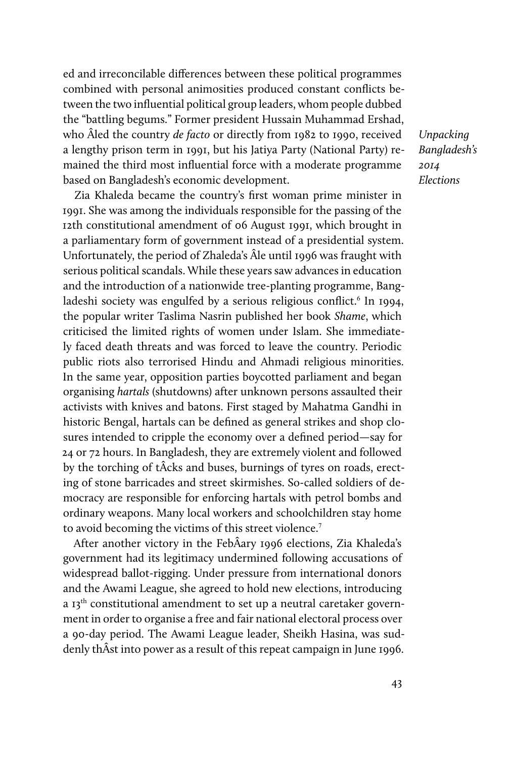ed and irreconcilable differences between these political programmes combined with personal animosities produced constant conflicts between the two influential political group leaders, whom people dubbed the "battling begums." Former president Hussain Muhammad Ershad, who Âled the country *de facto* or directly from 1982 to 1990, received a lengthy prison term in 1991, but his Jatiya Party (National Party) remained the third most influential force with a moderate programme based on Bangladesh's economic development.

Zia Khaleda became the country's first woman prime minister in 1991. She was among the individuals responsible for the passing of the 12th constitutional amendment of 06 August 1991, which brought in a parliamentary form of government instead of a presidential system. Unfortunately, the period of Zhaleda's Âle until 1996 was fraught with serious political scandals. While these years saw advances in education and the introduction of a nationwide tree-planting programme, Bangladeshi society was engulfed by a serious religious conflict.[6] In 1994, the popular writer Taslima Nasrin published her book *Shame*, which criticised the limited rights of women under Islam. She immediately faced death threats and was forced to leave the country. Periodic public riots also terrorised Hindu and Ahmadi religious minorities. In the same year, opposition parties boycotted parliament and began organising *hartals* (shutdowns) after unknown persons assaulted their activists with knives and batons. First staged by Mahatma Gandhi in historic Bengal, hartals can be defined as general strikes and shop closures intended to cripple the economy over a defined period—say for 24 or 72 hours. In Bangladesh, they are extremely violent and followed by the torching of tÂcks and buses, burnings of tyres on roads, erecting of stone barricades and street skirmishes. So-called soldiers of democracy are responsible for enforcing hartals with petrol bombs and ordinary weapons. Many local workers and schoolchildren stay home to avoid becoming the victims of this street violence.[7]

After another victory in the FebÂary 1996 elections, Zia Khaleda's government had its legitimacy undermined following accusations of widespread ballot-rigging. Under pressure from international donors and the Awami League, she agreed to hold new elections, introducing a 13th constitutional amendment to set up a neutral caretaker government in order to organise a free and fair national electoral process over a 90-day period. The Awami League leader, Sheikh Hasina, was suddenly thÂst into power as a result of this repeat campaign in June 1996.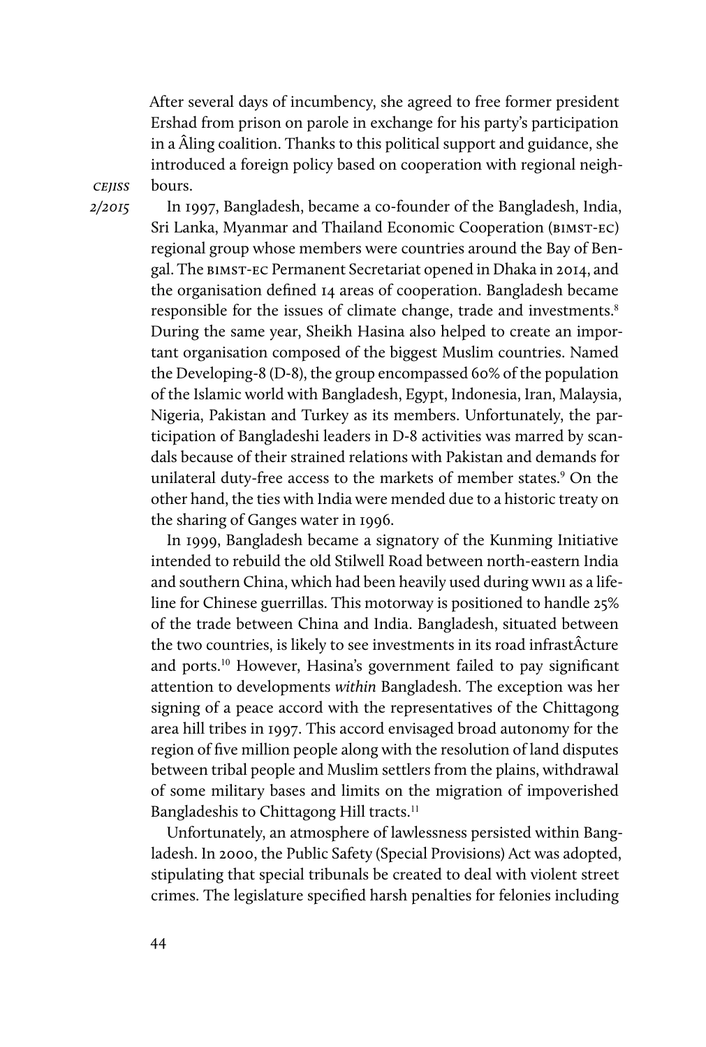After several days of incumbency, she agreed to free former president Ershad from prison on parole in exchange for his party's participation in a Âling coalition. Thanks to this political support and guidance, she introduced a foreign policy based on cooperation with regional neighbours.

In 1997, Bangladesh, became a co-founder of the Bangladesh, India, Sri Lanka, Myanmar and Thailand Economic Cooperation (BIMST-EC) regional group whose members were countries around the Bay of Bengal. The BIMST-EC Permanent Secretariat opened in Dhaka in 2014, and the organisation defined 14 areas of cooperation. Bangladesh became responsible for the issues of climate change, trade and investments.[8] During the same year, Sheikh Hasina also helped to create an important organisation composed of the biggest Muslim countries. Named the Developing-8 (D-8), the group encompassed 60% of the population of the Islamic world with Bangladesh, Egypt, Indonesia, Iran, Malaysia, Nigeria, Pakistan and Turkey as its members. Unfortunately, the participation of Bangladeshi leaders in D-8 activities was marred by scandals because of their strained relations with Pakistan and demands for unilateral duty-free access to the markets of member states.[9] On the other hand, the ties with India were mended due to a historic treaty on the sharing of Ganges water in 1996.

In 1999, Bangladesh became a signatory of the Kunming Initiative intended to rebuild the old Stilwell Road between north-eastern India and southern China, which had been heavily used during WWII as a lifeline for Chinese guerrillas. This motorway is positioned to handle 25% of the trade between China and India. Bangladesh, situated between the two countries, is likely to see investments in its road infrastÂcture and ports.[10] However, Hasina's government failed to pay significant attention to developments *within* Bangladesh. The exception was her signing of a peace accord with the representatives of the Chittagong area hill tribes in 1997. This accord envisaged broad autonomy for the region of five million people along with the resolution of land disputes between tribal people and Muslim settlers from the plains, withdrawal of some military bases and limits on the migration of impoverished Bangladeshis to Chittagong Hill tracts.[11]

Unfortunately, an atmosphere of lawlessness persisted within Bangladesh. In 2000, the Public Safety (Special Provisions) Act was adopted, stipulating that special tribunals be created to deal with violent street crimes. The legislature specified harsh penalties for felonies including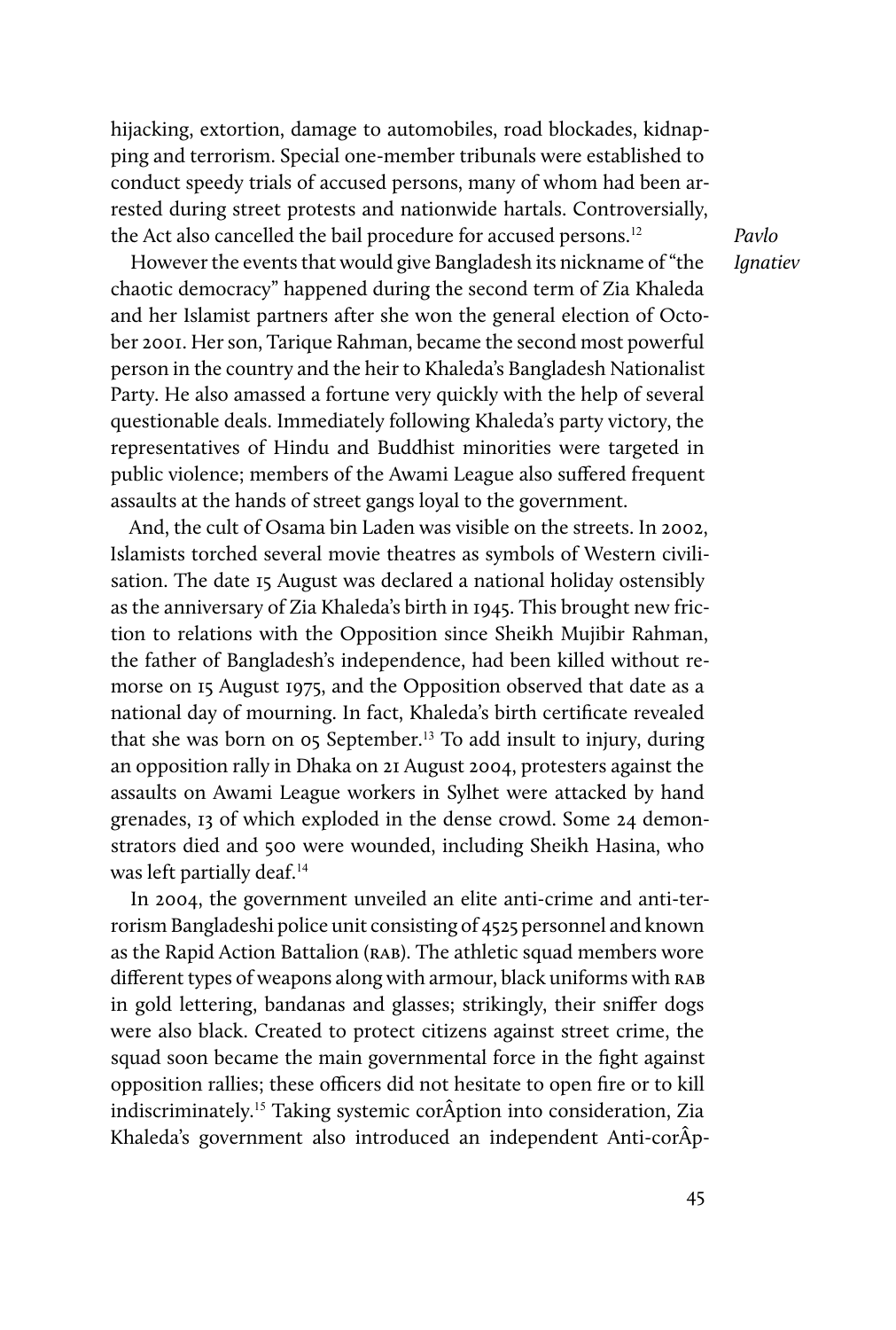hijacking, extortion, damage to automobiles, road blockades, kidnapping and terrorism. Special one-member tribunals were established to conduct speedy trials of accused persons, many of whom had been arrested during street protests and nationwide hartals. Controversially, the Act also cancelled the bail procedure for accused persons.[12]

However the events that would give Bangladesh its nickname of "the chaotic democracy" happened during the second term of Zia Khaleda and her Islamist partners after she won the general election of October 2001. Her son, Tarique Rahman, became the second most powerful person in the country and the heir to Khaleda's Bangladesh Nationalist Party. He also amassed a fortune very quickly with the help of several questionable deals. Immediately following Khaleda's party victory, the representatives of Hindu and Buddhist minorities were targeted in public violence; members of the Awami League also suffered frequent assaults at the hands of street gangs loyal to the government.

And, the cult of Osama bin Laden was visible on the streets. In 2002, Islamists torched several movie theatres as symbols of Western civilisation. The date 15 August was declared a national holiday ostensibly as the anniversary of Zia Khaleda's birth in 1945. This brought new friction to relations with the Opposition since Sheikh Mujibir Rahman, the father of Bangladesh's independence, had been killed without remorse on 15 August 1975, and the Opposition observed that date as a national day of mourning. In fact, Khaleda's birth certificate revealed that she was born on 05 September.[13] To add insult to injury, during an opposition rally in Dhaka on 21 August 2004, protesters against the assaults on Awami League workers in Sylhet were attacked by hand grenades, 13 of which exploded in the dense crowd. Some 24 demonstrators died and 500 were wounded, including Sheikh Hasina, who was left partially deaf.[14]

In 2004, the government unveiled an elite anti-crime and anti-terrorism Bangladeshi police unit consisting of 4525 personnel and known as the Rapid Action Battalion (RAB). The athletic squad members wore different types of weapons along with armour, black uniforms with RAB in gold lettering, bandanas and glasses; strikingly, their sniffer dogs were also black. Created to protect citizens against street crime, the squad soon became the main governmental force in the fight against opposition rallies; these officers did not hesitate to open fire or to kill indiscriminately.[15] Taking systemic corÂption into consideration, Zia Khaleda's government also introduced an independent Anti-corÂp-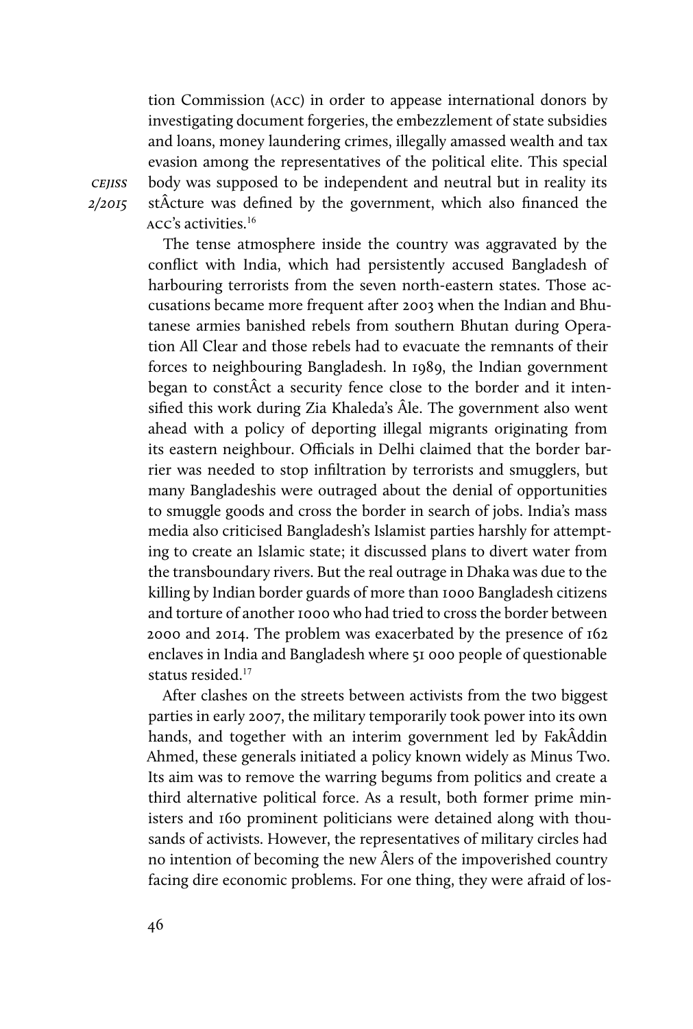tion Commission (ACC) in order to appease international donors by investigating document forgeries, the embezzlement of state subsidies and loans, money laundering crimes, illegally amassed wealth and tax evasion among the representatives of the political elite. This special body was supposed to be independent and neutral but in reality its stÂcture was defined by the government, which also financed the ACC's activities.[16]

The tense atmosphere inside the country was aggravated by the conflict with India, which had persistently accused Bangladesh of harbouring terrorists from the seven north-eastern states. Those accusations became more frequent after 2003 when the Indian and Bhutanese armies banished rebels from southern Bhutan during Operation All Clear and those rebels had to evacuate the remnants of their forces to neighbouring Bangladesh. In 1989, the Indian government began to constÂct a security fence close to the border and it intensified this work during Zia Khaleda's Âle. The government also went ahead with a policy of deporting illegal migrants originating from its eastern neighbour. Officials in Delhi claimed that the border barrier was needed to stop infiltration by terrorists and smugglers, but many Bangladeshis were outraged about the denial of opportunities to smuggle goods and cross the border in search of jobs. India's mass media also criticised Bangladesh's Islamist parties harshly for attempting to create an Islamic state; it discussed plans to divert water from the transboundary rivers. But the real outrage in Dhaka was due to the killing by Indian border guards of more than 1000 Bangladesh citizens and torture of another 1000 who had tried to cross the border between 2000 and 2014. The problem was exacerbated by the presence of 162 enclaves in India and Bangladesh where 51 000 people of questionable status resided.[17]

After clashes on the streets between activists from the two biggest parties in early 2007, the military temporarily took power into its own hands, and together with an interim government led by FakÂddin Ahmed, these generals initiated a policy known widely as Minus Two. Its aim was to remove the warring begums from politics and create a third alternative political force. As a result, both former prime ministers and 160 prominent politicians were detained along with thousands of activists. However, the representatives of military circles had no intention of becoming the new Âlers of the impoverished country facing dire economic problems. For one thing, they were afraid of los-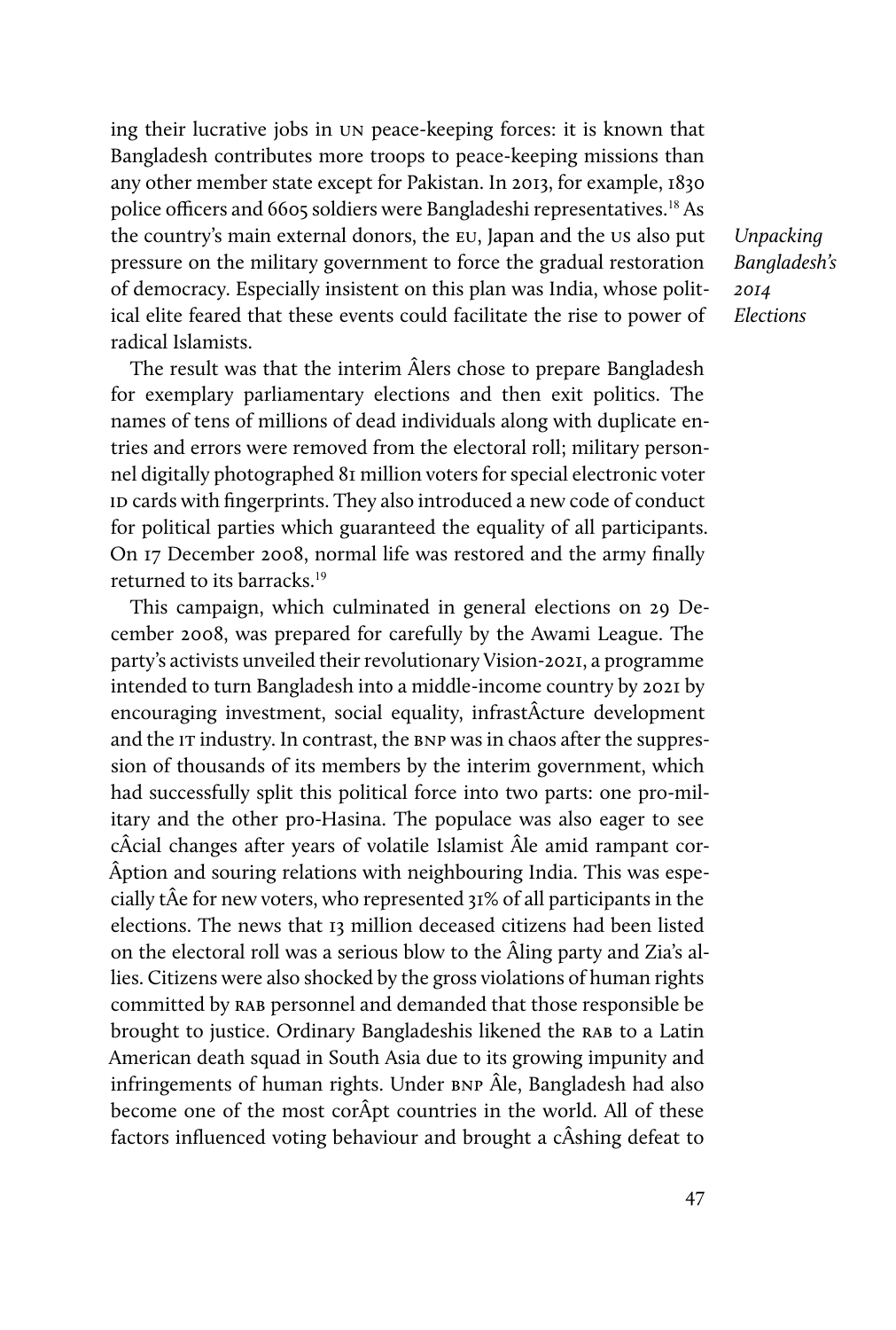ing their lucrative jobs in UN peace-keeping forces: it is known that Bangladesh contributes more troops to peace-keeping missions than any other member state except for Pakistan. In 2013, for example, 1830 police officers and 6605 soldiers were Bangladeshi representatives.[18] As the country's main external donors, the EU, Japan and the US also put pressure on the military government to force the gradual restoration of democracy. Especially insistent on this plan was India, whose political elite feared that these events could facilitate the rise to power of radical Islamists.

The result was that the interim Âlers chose to prepare Bangladesh for exemplary parliamentary elections and then exit politics. The names of tens of millions of dead individuals along with duplicate entries and errors were removed from the electoral roll; military personnel digitally photographed 81 million voters for special electronic voter ID cards with fingerprints. They also introduced a new code of conduct for political parties which guaranteed the equality of all participants. On 17 December 2008, normal life was restored and the army finally returned to its barracks.[19]

This campaign, which culminated in general elections on 29 December 2008, was prepared for carefully by the Awami League. The party's activists unveiled their revolutionary Vision-2021, a programme intended to turn Bangladesh into a middle-income country by 2021 by encouraging investment, social equality, infrastÂcture development and the IT industry. In contrast, the BNP was in chaos after the suppression of thousands of its members by the interim government, which had successfully split this political force into two parts: one pro-military and the other pro-Hasina. The populace was also eager to see cÂcial changes after years of volatile Islamist Âle amid rampant corÂption and souring relations with neighbouring India. This was especially tÂe for new voters, who represented 31% of all participants in the elections. The news that 13 million deceased citizens had been listed on the electoral roll was a serious blow to the Âling party and Zia's allies. Citizens were also shocked by the gross violations of human rights committed by RAB personnel and demanded that those responsible be brought to justice. Ordinary Bangladeshis likened the RAB to a Latin American death squad in South Asia due to its growing impunity and infringements of human rights. Under BNP Âle, Bangladesh had also become one of the most corÂpt countries in the world. All of these factors influenced voting behaviour and brought a cÂshing defeat to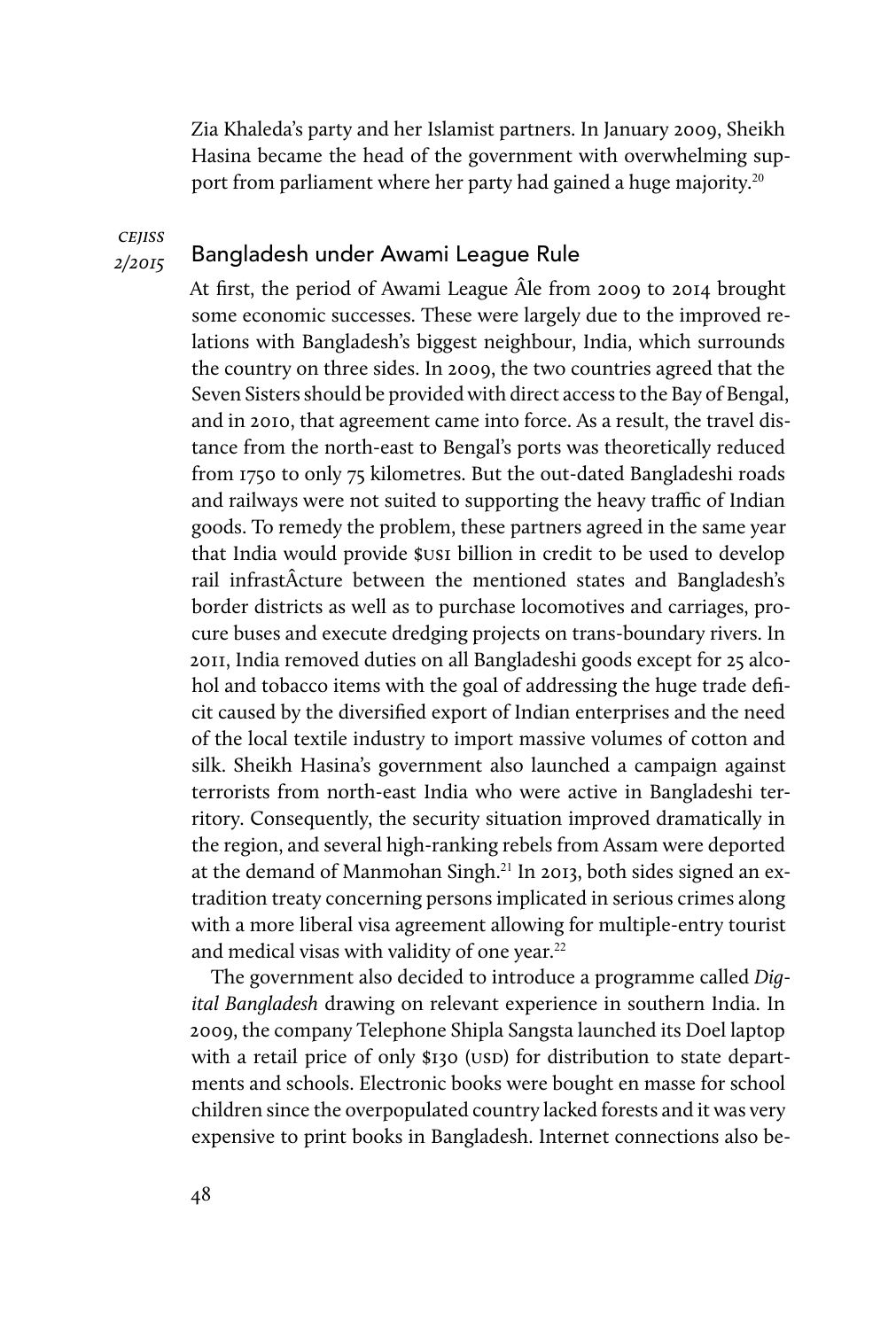Zia Khaleda's party and her Islamist partners. In January 2009, Sheikh Hasina became the head of the government with overwhelming support from parliament where her party had gained a huge majority.[20]

## Bangladesh under Awami League Rule

At first, the period of Awami League Âle from 2009 to 2014 brought some economic successes. These were largely due to the improved relations with Bangladesh's biggest neighbour, India, which surrounds the country on three sides. In 2009, the two countries agreed that the Seven Sisters should be provided with direct access to the Bay of Bengal, and in 2010, that agreement came into force. As a result, the travel distance from the north-east to Bengal's ports was theoretically reduced from 1750 to only 75 kilometres. But the out-dated Bangladeshi roads and railways were not suited to supporting the heavy traffic of Indian goods. To remedy the problem, these partners agreed in the same year that India would provide $US1 billion in credit to be used to develop rail infrastÂcture between the mentioned states and Bangladesh's border districts as well as to purchase locomotives and carriages, procure buses and execute dredging projects on trans-boundary rivers. In 2011, India removed duties on all Bangladeshi goods except for 25 alcohol and tobacco items with the goal of addressing the huge trade deficit caused by the diversified export of Indian enterprises and the need of the local textile industry to import massive volumes of cotton and silk. Sheikh Hasina's government also launched a campaign against terrorists from north-east India who were active in Bangladeshi territory. Consequently, the security situation improved dramatically in the region, and several high-ranking rebels from Assam were deported at the demand of Manmohan Singh.[21] In 2013, both sides signed an extradition treaty concerning persons implicated in serious crimes along with a more liberal visa agreement allowing for multiple-entry tourist and medical visas with validity of one year.[22]

The government also decided to introduce a programme called *Digital Bangladesh* drawing on relevant experience in southern India. In 2009, the company Telephone Shipla Sangsta launched its Doel laptop with a retail price of only $130 (USD) for distribution to state departments and schools. Electronic books were bought en masse for school children since the overpopulated country lacked forests and it was very expensive to print books in Bangladesh. Internet connections also be-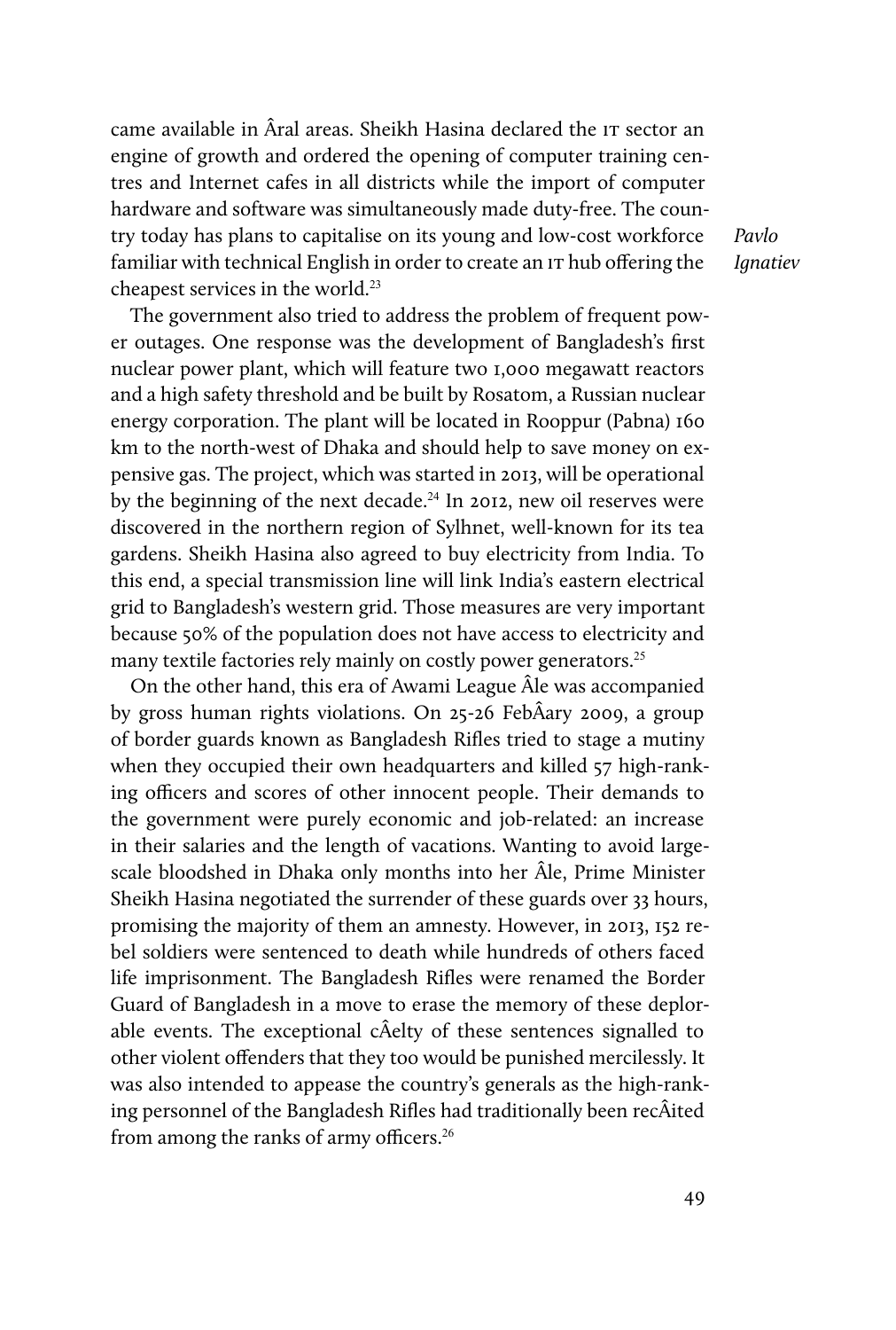came available in Âral areas. Sheikh Hasina declared the IT sector an engine of growth and ordered the opening of computer training centres and Internet cafes in all districts while the import of computer hardware and software was simultaneously made duty-free. The country today has plans to capitalise on its young and low-cost workforce familiar with technical English in order to create an IT hub offering the cheapest services in the world.[23]

The government also tried to address the problem of frequent power outages. One response was the development of Bangladesh's first nuclear power plant, which will feature two 1,000 megawatt reactors and a high safety threshold and be built by Rosatom, a Russian nuclear energy corporation. The plant will be located in Rooppur (Pabna) 160 km to the north-west of Dhaka and should help to save money on expensive gas. The project, which was started in 2013, will be operational by the beginning of the next decade.[24] In 2012, new oil reserves were discovered in the northern region of Sylhnet, well-known for its tea gardens. Sheikh Hasina also agreed to buy electricity from India. To this end, a special transmission line will link India's eastern electrical grid to Bangladesh's western grid. Those measures are very important because 50% of the population does not have access to electricity and many textile factories rely mainly on costly power generators.[25]

On the other hand, this era of Awami League Âle was accompanied by gross human rights violations. On 25-26 FebÂary 2009, a group of border guards known as Bangladesh Rifles tried to stage a mutiny when they occupied their own headquarters and killed 57 high-ranking officers and scores of other innocent people. Their demands to the government were purely economic and job-related: an increase in their salaries and the length of vacations. Wanting to avoid large-scale bloodshed in Dhaka only months into her Âle, Prime Minister Sheikh Hasina negotiated the surrender of these guards over 33 hours, promising the majority of them an amnesty. However, in 2013, 152 rebel soldiers were sentenced to death while hundreds of others faced life imprisonment. The Bangladesh Rifles were renamed the Border Guard of Bangladesh in a move to erase the memory of these deplorable events. The exceptional cÂelty of these sentences signalled to other violent offenders that they too would be punished mercilessly. It was also intended to appease the country's generals as the high-ranking personnel of the Bangladesh Rifles had traditionally been recÂited from among the ranks of army officers.[26]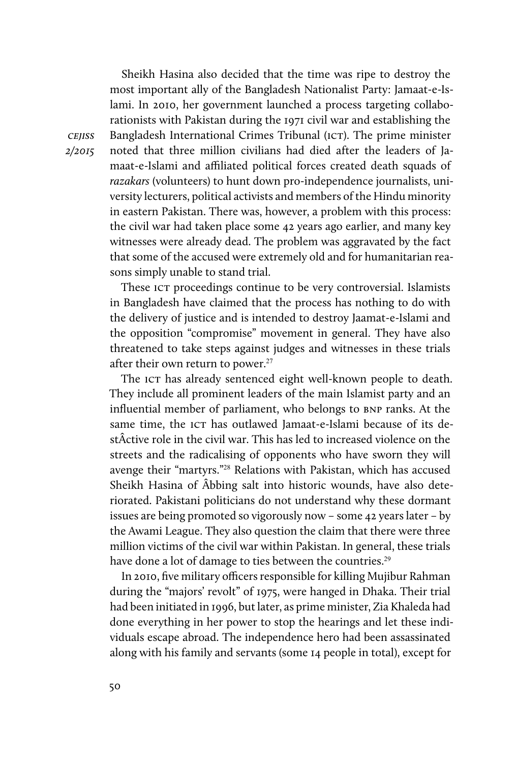Sheikh Hasina also decided that the time was ripe to destroy the most important ally of the Bangladesh Nationalist Party: Jamaat-e-Islami. In 2010, her government launched a process targeting collaborationists with Pakistan during the 1971 civil war and establishing the Bangladesh International Crimes Tribunal (ICT). The prime minister noted that three million civilians had died after the leaders of Jamaat-e-Islami and affiliated political forces created death squads of *razakars* (volunteers) to hunt down pro-independence journalists, university lecturers, political activists and members of the Hindu minority in eastern Pakistan. There was, however, a problem with this process: the civil war had taken place some 42 years ago earlier, and many key witnesses were already dead. The problem was aggravated by the fact that some of the accused were extremely old and for humanitarian reasons simply unable to stand trial.

These ICT proceedings continue to be very controversial. Islamists in Bangladesh have claimed that the process has nothing to do with the delivery of justice and is intended to destroy Jaamat-e-Islami and the opposition "compromise" movement in general. They have also threatened to take steps against judges and witnesses in these trials after their own return to power.[27]

The ICT has already sentenced eight well-known people to death. They include all prominent leaders of the main Islamist party and an influential member of parliament, who belongs to BNP ranks. At the same time, the ICT has outlawed Jamaat-e-Islami because of its destÂctive role in the civil war. This has led to increased violence on the streets and the radicalising of opponents who have sworn they will avenge their "martyrs."[28] Relations with Pakistan, which has accused Sheikh Hasina of Âbbing salt into historic wounds, have also deteriorated. Pakistani politicians do not understand why these dormant issues are being promoted so vigorously now – some 42 years later – by the Awami League. They also question the claim that there were three million victims of the civil war within Pakistan. In general, these trials have done a lot of damage to ties between the countries.[29]

In 2010, five military officers responsible for killing Mujibur Rahman during the "majors' revolt" of 1975, were hanged in Dhaka. Their trial had been initiated in 1996, but later, as prime minister, Zia Khaleda had done everything in her power to stop the hearings and let these individuals escape abroad. The independence hero had been assassinated along with his family and servants (some 14 people in total), except for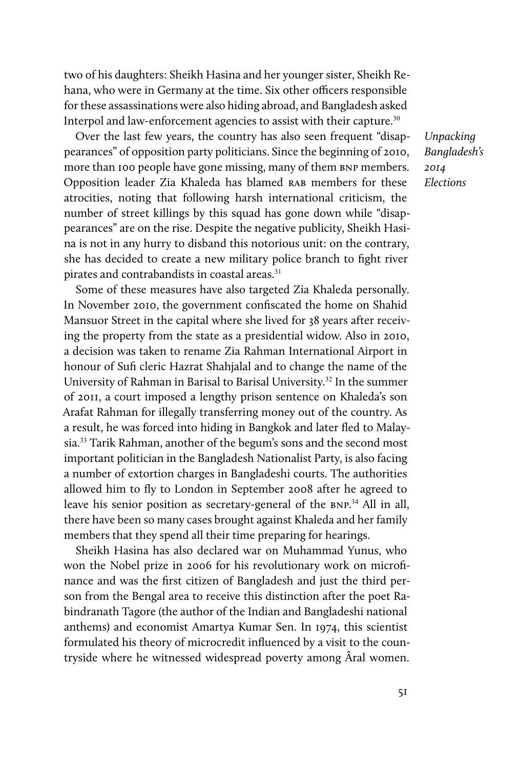two of his daughters: Sheikh Hasina and her younger sister, Sheikh Rehana, who were in Germany at the time. Six other officers responsible for these assassinations were also hiding abroad, and Bangladesh asked Interpol and law-enforcement agencies to assist with their capture.[30]

Over the last few years, the country has also seen frequent "disappearances" of opposition party politicians. Since the beginning of 2010, more than 100 people have gone missing, many of them BNP members. Opposition leader Zia Khaleda has blamed RAB members for these atrocities, noting that following harsh international criticism, the number of street killings by this squad has gone down while "disappearances" are on the rise. Despite the negative publicity, Sheikh Hasina is not in any hurry to disband this notorious unit: on the contrary, she has decided to create a new military police branch to fight river pirates and contrabandists in coastal areas.[31]

Some of these measures have also targeted Zia Khaleda personally. In November 2010, the government confiscated the home on Shahid Mansuor Street in the capital where she lived for 38 years after receiving the property from the state as a presidential widow. Also in 2010, a decision was taken to rename Zia Rahman International Airport in honour of Sufi cleric Hazrat Shahjalal and to change the name of the University of Rahman in Barisal to Barisal University.[32] In the summer of 2011, a court imposed a lengthy prison sentence on Khaleda's son Arafat Rahman for illegally transferring money out of the country. As a result, he was forced into hiding in Bangkok and later fled to Malaysia.[33] Tarik Rahman, another of the begum's sons and the second most important politician in the Bangladesh Nationalist Party, is also facing a number of extortion charges in Bangladeshi courts. The authorities allowed him to fly to London in September 2008 after he agreed to leave his senior position as secretary-general of the BNP.[34] All in all, there have been so many cases brought against Khaleda and her family members that they spend all their time preparing for hearings.

Sheikh Hasina has also declared war on Muhammad Yunus, who won the Nobel prize in 2006 for his revolutionary work on microfinance and was the first citizen of Bangladesh and just the third person from the Bengal area to receive this distinction after the poet Rabindranath Tagore (the author of the Indian and Bangladeshi national anthems) and economist Amartya Kumar Sen. In 1974, this scientist formulated his theory of microcredit influenced by a visit to the countryside where he witnessed widespread poverty among Âral women.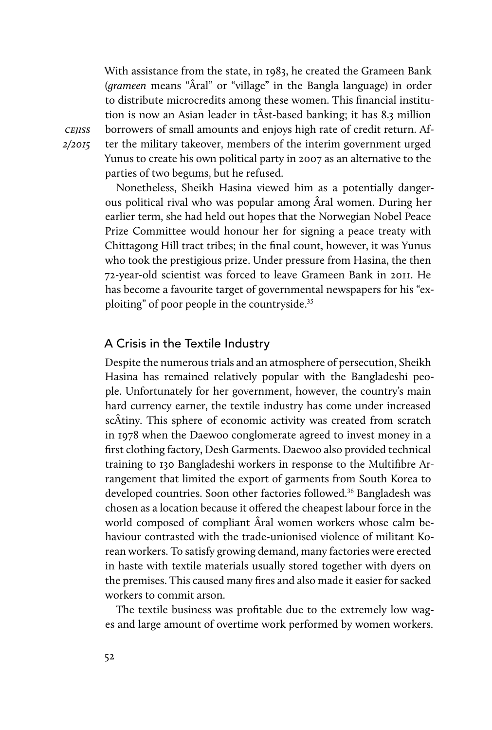With assistance from the state, in 1983, he created the Grameen Bank (*grameen* means "Âral" or "village" in the Bangla language) in order to distribute microcredits among these women. This financial institution is now an Asian leader in tÂst-based banking; it has 8.3 million borrowers of small amounts and enjoys high rate of credit return. After the military takeover, members of the interim government urged Yunus to create his own political party in 2007 as an alternative to the parties of two begums, but he refused.

Nonetheless, Sheikh Hasina viewed him as a potentially dangerous political rival who was popular among Âral women. During her earlier term, she had held out hopes that the Norwegian Nobel Peace Prize Committee would honour her for signing a peace treaty with Chittagong Hill tract tribes; in the final count, however, it was Yunus who took the prestigious prize. Under pressure from Hasina, the then 72-year-old scientist was forced to leave Grameen Bank in 2011. He has become a favourite target of governmental newspapers for his "exploiting" of poor people in the countryside.[35]

## A Crisis in the Textile Industry

Despite the numerous trials and an atmosphere of persecution, Sheikh Hasina has remained relatively popular with the Bangladeshi people. Unfortunately for her government, however, the country's main hard currency earner, the textile industry has come under increased scÂtiny. This sphere of economic activity was created from scratch in 1978 when the Daewoo conglomerate agreed to invest money in a first clothing factory, Desh Garments. Daewoo also provided technical training to 130 Bangladeshi workers in response to the Multifibre Arrangement that limited the export of garments from South Korea to developed countries. Soon other factories followed.[36] Bangladesh was chosen as a location because it offered the cheapest labour force in the world composed of compliant Âral women workers whose calm behaviour contrasted with the trade-unionised violence of militant Korean workers. To satisfy growing demand, many factories were erected in haste with textile materials usually stored together with dyers on the premises. This caused many fires and also made it easier for sacked workers to commit arson.

The textile business was profitable due to the extremely low wages and large amount of overtime work performed by women workers.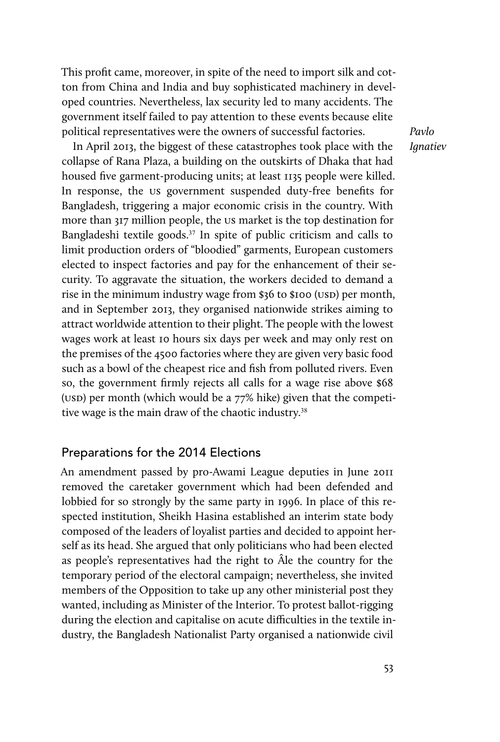This profit came, moreover, in spite of the need to import silk and cotton from China and India and buy sophisticated machinery in developed countries. Nevertheless, lax security led to many accidents. The government itself failed to pay attention to these events because elite political representatives were the owners of successful factories.

In April 2013, the biggest of these catastrophes took place with the collapse of Rana Plaza, a building on the outskirts of Dhaka that had housed five garment-producing units; at least 1135 people were killed. In response, the US government suspended duty-free benefits for Bangladesh, triggering a major economic crisis in the country. With more than 317 million people, the US market is the top destination for Bangladeshi textile goods.[37] In spite of public criticism and calls to limit production orders of "bloodied" garments, European customers elected to inspect factories and pay for the enhancement of their security. To aggravate the situation, the workers decided to demand a rise in the minimum industry wage from $36 to $100 (USD) per month, and in September 2013, they organised nationwide strikes aiming to attract worldwide attention to their plight. The people with the lowest wages work at least 10 hours six days per week and may only rest on the premises of the 4500 factories where they are given very basic food such as a bowl of the cheapest rice and fish from polluted rivers. Even so, the government firmly rejects all calls for a wage rise above $68 (USD) per month (which would be a 77% hike) given that the competitive wage is the main draw of the chaotic industry.[38]

## Preparations for the 2014 Elections

An amendment passed by pro-Awami League deputies in June 2011 removed the caretaker government which had been defended and lobbied for so strongly by the same party in 1996. In place of this respected institution, Sheikh Hasina established an interim state body composed of the leaders of loyalist parties and decided to appoint herself as its head. She argued that only politicians who had been elected as people's representatives had the right to Âle the country for the temporary period of the electoral campaign; nevertheless, she invited members of the Opposition to take up any other ministerial post they wanted, including as Minister of the Interior. To protest ballot-rigging during the election and capitalise on acute difficulties in the textile industry, the Bangladesh Nationalist Party organised a nationwide civil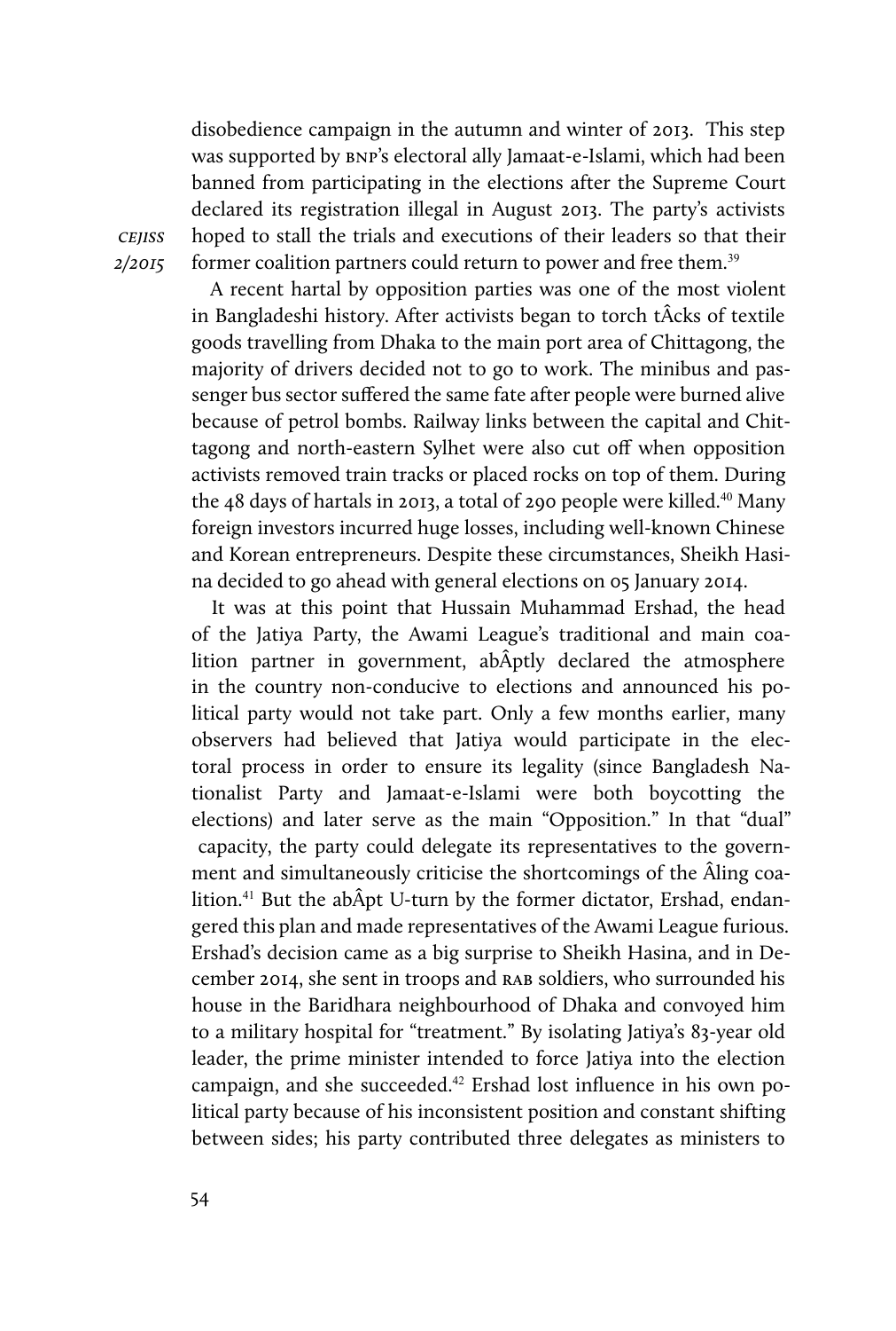disobedience campaign in the autumn and winter of 2013. This step was supported by BNP's electoral ally Jamaat-e-Islami, which had been banned from participating in the elections after the Supreme Court declared its registration illegal in August 2013. The party's activists hoped to stall the trials and executions of their leaders so that their former coalition partners could return to power and free them.[39]

A recent hartal by opposition parties was one of the most violent in Bangladeshi history. After activists began to torch tÂcks of textile goods travelling from Dhaka to the main port area of Chittagong, the majority of drivers decided not to go to work. The minibus and passenger bus sector suffered the same fate after people were burned alive because of petrol bombs. Railway links between the capital and Chittagong and north-eastern Sylhet were also cut off when opposition activists removed train tracks or placed rocks on top of them. During the 48 days of hartals in 2013, a total of 290 people were killed.[40] Many foreign investors incurred huge losses, including well-known Chinese and Korean entrepreneurs. Despite these circumstances, Sheikh Hasina decided to go ahead with general elections on 05 January 2014.

It was at this point that Hussain Muhammad Ershad, the head of the Jatiya Party, the Awami League's traditional and main coalition partner in government, abÂptly declared the atmosphere in the country non-conducive to elections and announced his political party would not take part. Only a few months earlier, many observers had believed that Jatiya would participate in the electoral process in order to ensure its legality (since Bangladesh Nationalist Party and Jamaat-e-Islami were both boycotting the elections) and later serve as the main "Opposition." In that "dual" capacity, the party could delegate its representatives to the government and simultaneously criticise the shortcomings of the Âling coalition.[41] But the abÂpt U-turn by the former dictator, Ershad, endangered this plan and made representatives of the Awami League furious. Ershad's decision came as a big surprise to Sheikh Hasina, and in December 2014, she sent in troops and RAB soldiers, who surrounded his house in the Baridhara neighbourhood of Dhaka and convoyed him to a military hospital for "treatment." By isolating Jatiya's 83-year old leader, the prime minister intended to force Jatiya into the election campaign, and she succeeded.[42] Ershad lost influence in his own political party because of his inconsistent position and constant shifting between sides; his party contributed three delegates as ministers to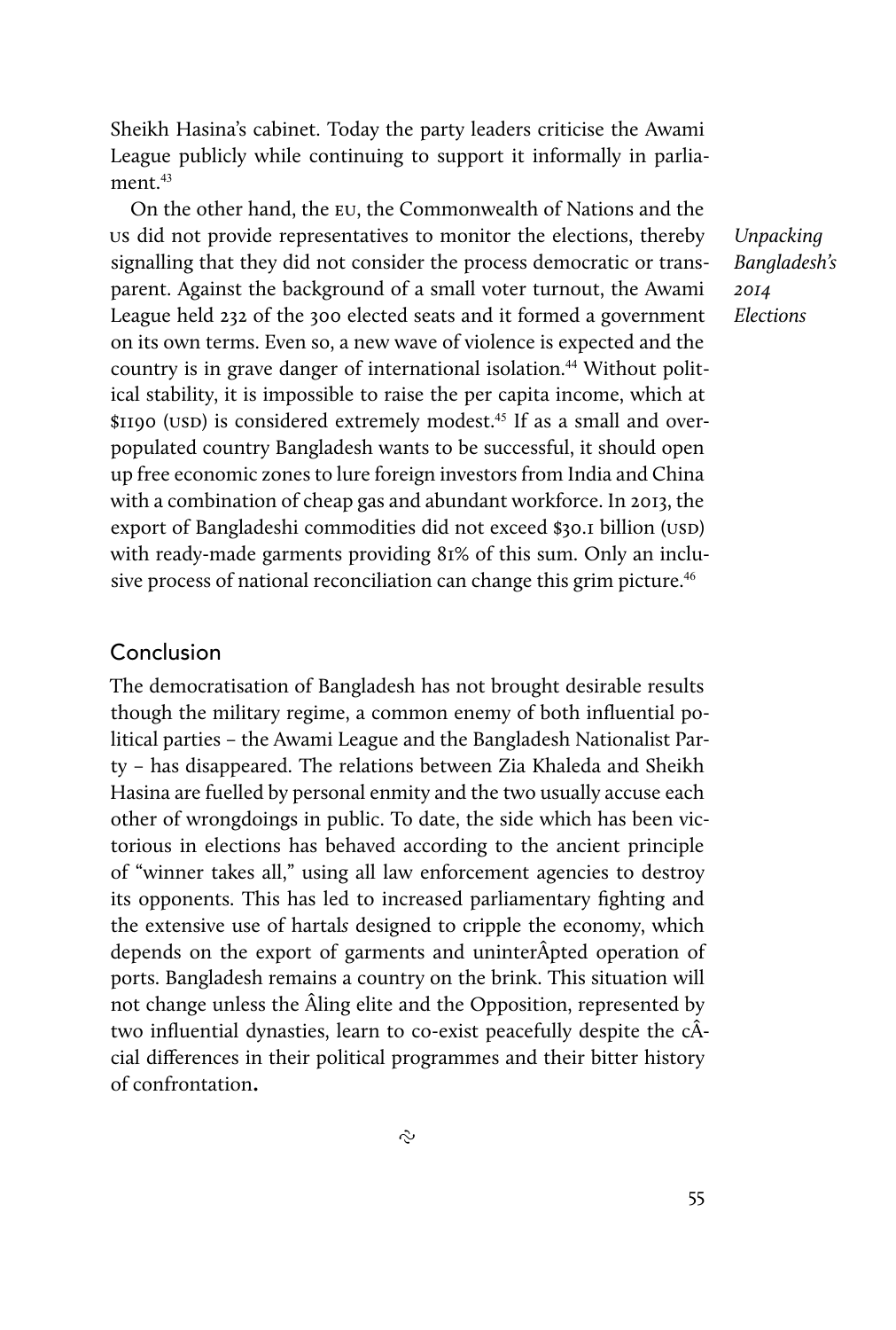Sheikh Hasina's cabinet. Today the party leaders criticise the Awami League publicly while continuing to support it informally in parliament.[43]

On the other hand, the EU, the Commonwealth of Nations and the US did not provide representatives to monitor the elections, thereby signalling that they did not consider the process democratic or transparent. Against the background of a small voter turnout, the Awami League held 232 of the 300 elected seats and it formed a government on its own terms. Even so, a new wave of violence is expected and the country is in grave danger of international isolation.[44] Without political stability, it is impossible to raise the per capita income, which at $1190 (USD) is considered extremely modest.[45] If as a small and overpopulated country Bangladesh wants to be successful, it should open up free economic zones to lure foreign investors from India and China with a combination of cheap gas and abundant workforce. In 2013, the export of Bangladeshi commodities did not exceed $30.1 billion (USD) with ready-made garments providing 81% of this sum. Only an inclusive process of national reconciliation can change this grim picture.[46]

## Conclusion

The democratisation of Bangladesh has not brought desirable results though the military regime, a common enemy of both influential political parties – the Awami League and the Bangladesh Nationalist Party – has disappeared. The relations between Zia Khaleda and Sheikh Hasina are fuelled by personal enmity and the two usually accuse each other of wrongdoings in public. To date, the side which has been victorious in elections has behaved according to the ancient principle of "winner takes all," using all law enforcement agencies to destroy its opponents. This has led to increased parliamentary fighting and the extensive use of hartal*s* designed to cripple the economy, which depends on the export of garments and uninterÂpted operation of ports. Bangladesh remains a country on the brink. This situation will not change unless the Âling elite and the Opposition, represented by two influential dynasties, learn to co-exist peacefully despite the cÂcial differences in their political programmes and their bitter history of confrontation**.**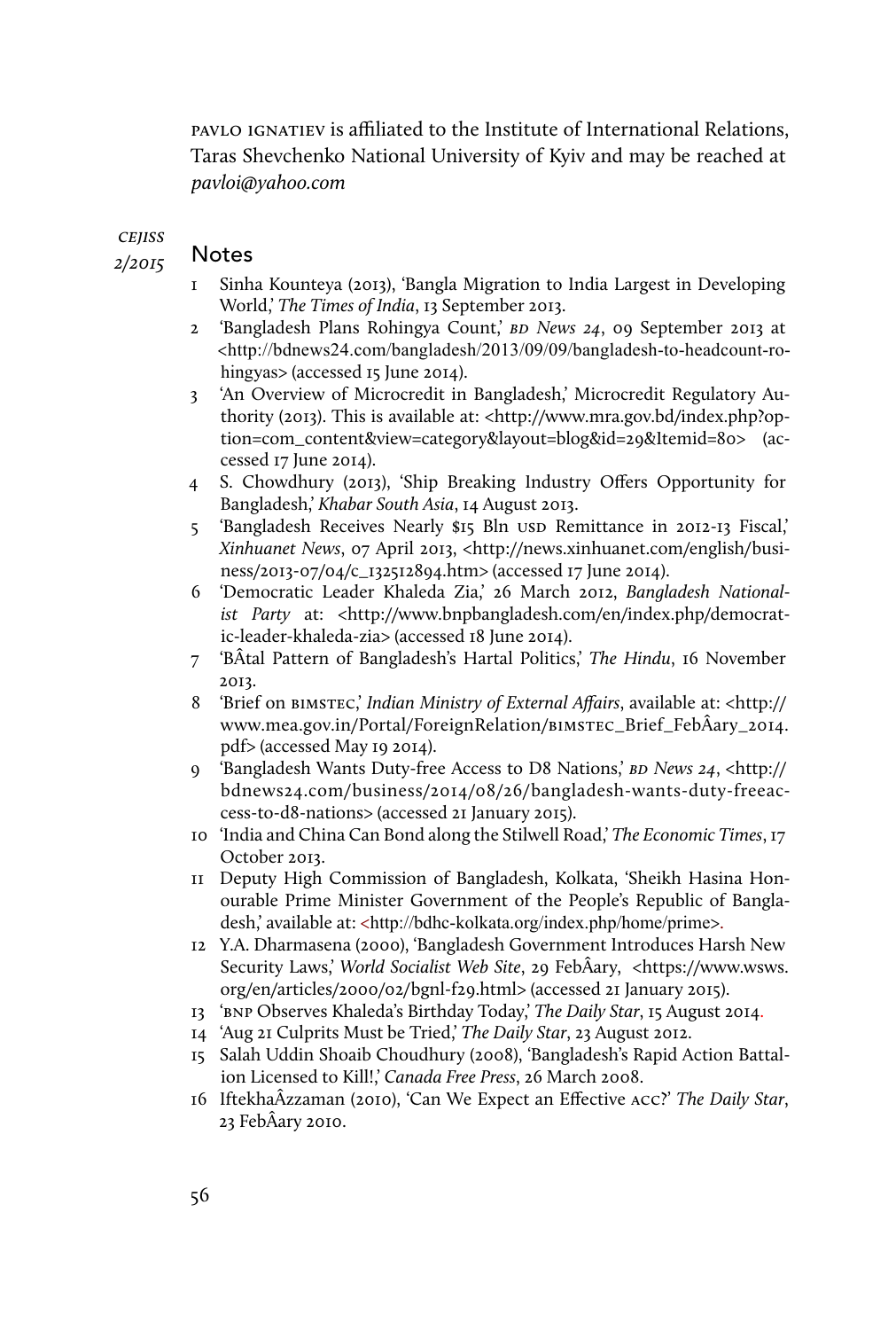PAVLO IGNATIEV is affiliated to the Institute of International Relations, Taras Shevchenko National University of Kyiv and may be reached at *pavloi@yahoo.com*

## Notes

1 Sinha Kounteya (2013), 'Bangla Migration to India Largest in Developing World,' *The Times of India*, 13 September 2013.

2 'Bangladesh Plans Rohingya Count,' *BD News 24*, 09 September 2013 at <http://bdnews24.com/bangladesh/2013/09/09/bangladesh-to-headcount-rohingyas> (accessed 15 June 2014).

3 'An Overview of Microcredit in Bangladesh,' Microcredit Regulatory Authority (2013). This is available at: <http://www.mra.gov.bd/index.php?option=com_content&view=category&layout=blog&id=29&Itemid=80> (accessed 17 June 2014).

4 S. Chowdhury (2013), 'Ship Breaking Industry Offers Opportunity for Bangladesh,' *Khabar South Asia*, 14 August 2013.

5 'Bangladesh Receives Nearly $15 Bln USD Remittance in 2012-13 Fiscal,' *Xinhuanet News*, 07 April 2013, <http://news.xinhuanet.com/english/business/2013-07/04/c_132512894.htm> (accessed 17 June 2014).

6 'Democratic Leader Khaleda Zia,' 26 March 2012, *Bangladesh Nationalist Party* at: <http://www.bnpbangladesh.com/en/index.php/democratic-leader-khaleda-zia> (accessed 18 June 2014).

7 'BÂtal Pattern of Bangladesh's Hartal Politics,' *The Hindu*, 16 November 2013.

8 'Brief on BIMSTEC,' *Indian Ministry of External Affairs*, available at: <http://www.mea.gov.in/Portal/ForeignRelation/BIMSTEC_Brief_FebÂary_2014.pdf> (accessed May 19 2014).

9 'Bangladesh Wants Duty-free Access to D8 Nations,' *BD News 24*, <http://bdnews24.com/business/2014/08/26/bangladesh-wants-duty-freeaccess-to-d8-nations> (accessed 21 January 2015).

10 'India and China Can Bond along the Stilwell Road,' *The Economic Times*, 17 October 2013.

11 Deputy High Commission of Bangladesh, Kolkata, 'Sheikh Hasina Honourable Prime Minister Government of the People's Republic of Bangladesh,' available at: <http://bdhc-kolkata.org/index.php/home/prime>.

12 Y.A. Dharmasena (2000), 'Bangladesh Government Introduces Harsh New Security Laws,' *World Socialist Web Site*, 29 FebÂary, <https://www.wsws.org/en/articles/2000/02/bgnl-f29.html> (accessed 21 January 2015).

13 'BNP Observes Khaleda's Birthday Today,' *The Daily Star*, 15 August 2014.

14 'Aug 21 Culprits Must be Tried,' *The Daily Star*, 23 August 2012.

15 Salah Uddin Shoaib Choudhury (2008), 'Bangladesh's Rapid Action Battalion Licensed to Kill!,' *Canada Free Press*, 26 March 2008.

16 IftekhaÂzzaman (2010), 'Can We Expect an Effective ACC?' *The Daily Star*, 23 FebÂary 2010.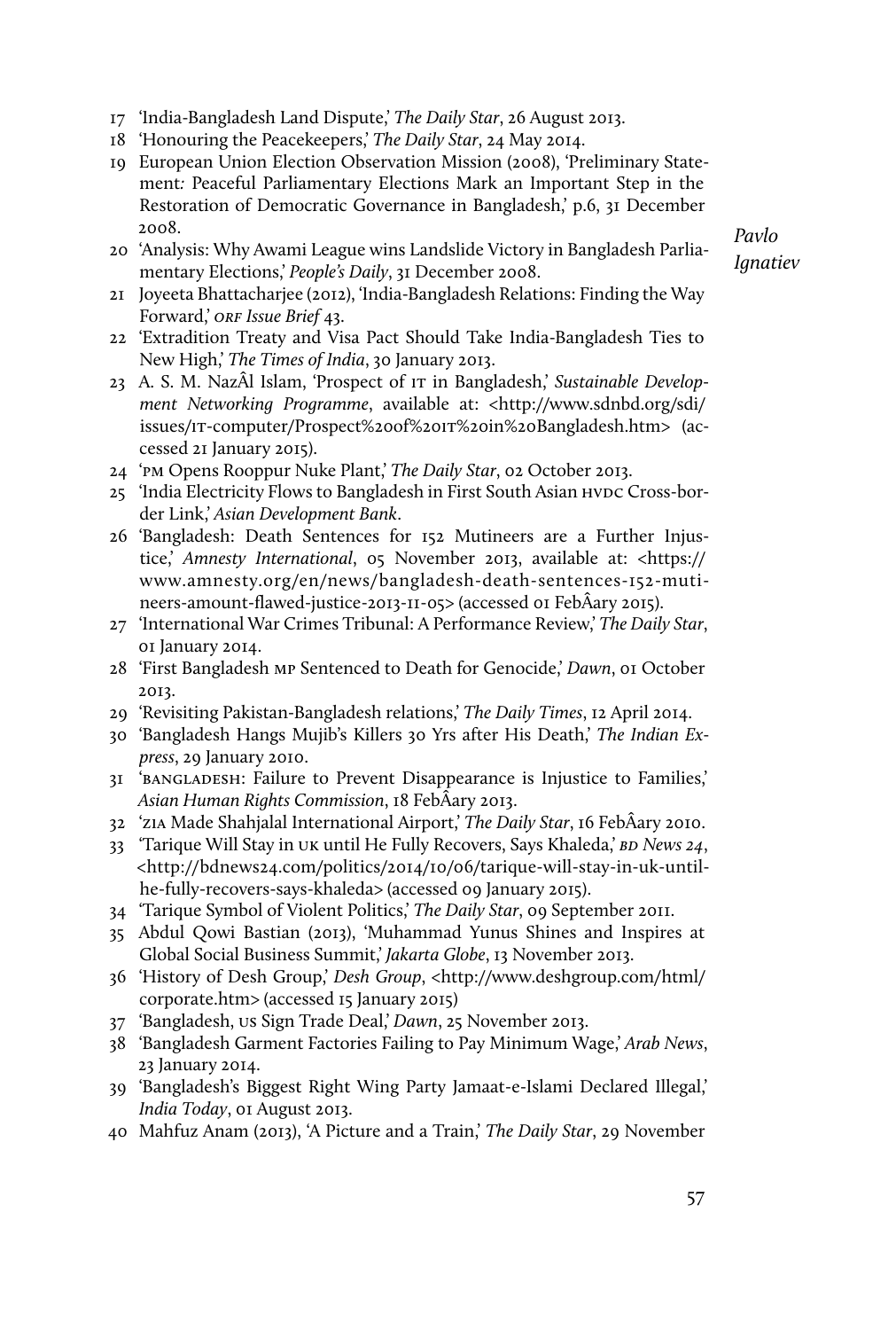17 'India-Bangladesh Land Dispute,' *The Daily Star*, 26 August 2013.
18 'Honouring the Peacekeepers,' *The Daily Star*, 24 May 2014.
19 European Union Election Observation Mission (2008), 'Preliminary Statement: Peaceful Parliamentary Elections Mark an Important Step in the Restoration of Democratic Governance in Bangladesh,' p.6, 31 December 2008.
20 'Analysis: Why Awami League wins Landslide Victory in Bangladesh Parliamentary Elections,' *People's Daily*, 31 December 2008.
21 Joyeeta Bhattacharjee (2012), 'India-Bangladesh Relations: Finding the Way Forward,' *ORF Issue Brief* 43.
22 'Extradition Treaty and Visa Pact Should Take India-Bangladesh Ties to New High,' *The Times of India*, 30 January 2013.
23 A. S. M. NazÂl Islam, 'Prospect of IT in Bangladesh,' *Sustainable Development Networking Programme*, available at: <http://www.sdnbd.org/sdi/issues/IT-computer/Prospect%20of%20IT%20in%20Bangladesh.htm> (accessed 21 January 2015).
24 'PM Opens Rooppur Nuke Plant,' *The Daily Star*, 02 October 2013.
25 'India Electricity Flows to Bangladesh in First South Asian HVDC Cross-border Link,' *Asian Development Bank*.
26 'Bangladesh: Death Sentences for 152 Mutineers are a Further Injustice,' *Amnesty International*, 05 November 2013, available at: <https://www.amnesty.org/en/news/bangladesh-death-sentences-152-mutineers-amount-flawed-justice-2013-11-05> (accessed 01 FebÂary 2015).
27 'International War Crimes Tribunal: A Performance Review,' *The Daily Star*, 01 January 2014.
28 'First Bangladesh MP Sentenced to Death for Genocide,' *Dawn*, 01 October 2013.
29 'Revisiting Pakistan-Bangladesh relations,' *The Daily Times*, 12 April 2014.
30 'Bangladesh Hangs Mujib's Killers 30 Yrs after His Death,' *The Indian Express*, 29 January 2010.
31 'BANGLADESH: Failure to Prevent Disappearance is Injustice to Families,' *Asian Human Rights Commission*, 18 FebÂary 2013.
32 'ZIA Made Shahjalal International Airport,' *The Daily Star*, 16 FebÂary 2010.
33 'Tarique Will Stay in UK until He Fully Recovers, Says Khaleda,' *BD News 24*, <http://bdnews24.com/politics/2014/10/06/tarique-will-stay-in-uk-until-he-fully-recovers-says-khaleda> (accessed 09 January 2015).
34 'Tarique Symbol of Violent Politics,' *The Daily Star*, 09 September 2011.
35 Abdul Qowi Bastian (2013), 'Muhammad Yunus Shines and Inspires at Global Social Business Summit,' *Jakarta Globe*, 13 November 2013.
36 'History of Desh Group,' *Desh Group*, <http://www.deshgroup.com/html/corporate.htm> (accessed 15 January 2015)
37 'Bangladesh, US Sign Trade Deal,' *Dawn*, 25 November 2013.
38 'Bangladesh Garment Factories Failing to Pay Minimum Wage,' *Arab News*, 23 January 2014.
39 'Bangladesh's Biggest Right Wing Party Jamaat-e-Islami Declared Illegal,' *India Today*, 01 August 2013.
40 Mahfuz Anam (2013), 'A Picture and a Train,' *The Daily Star*, 29 November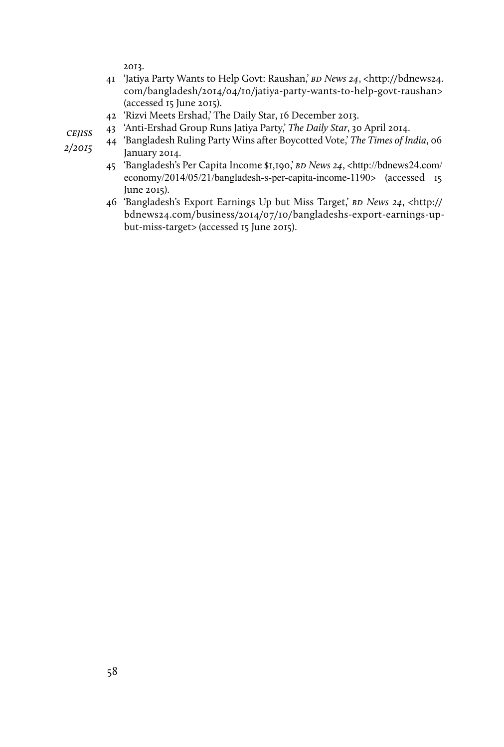2013.

41 'Jatiya Party Wants to Help Govt: Raushan,' *BD News 24*, <http://bdnews24.com/bangladesh/2014/04/10/jatiya-party-wants-to-help-govt-raushan> (accessed 15 June 2015).

42 'Rizvi Meets Ershad,' The Daily Star, 16 December 2013.

43 'Anti-Ershad Group Runs Jatiya Party,' *The Daily Star*, 30 April 2014.

44 'Bangladesh Ruling Party Wins after Boycotted Vote,' *The Times of India*, 06 January 2014.

45 'Bangladesh's Per Capita Income $1,190,' *BD News 24*, <http://bdnews24.com/economy/2014/05/21/bangladesh-s-per-capita-income-1190> (accessed 15 June 2015).

46 'Bangladesh's Export Earnings Up but Miss Target,' *BD News 24*, <http://bdnews24.com/business/2014/07/10/bangladeshs-export-earnings-up-but-miss-target> (accessed 15 June 2015).